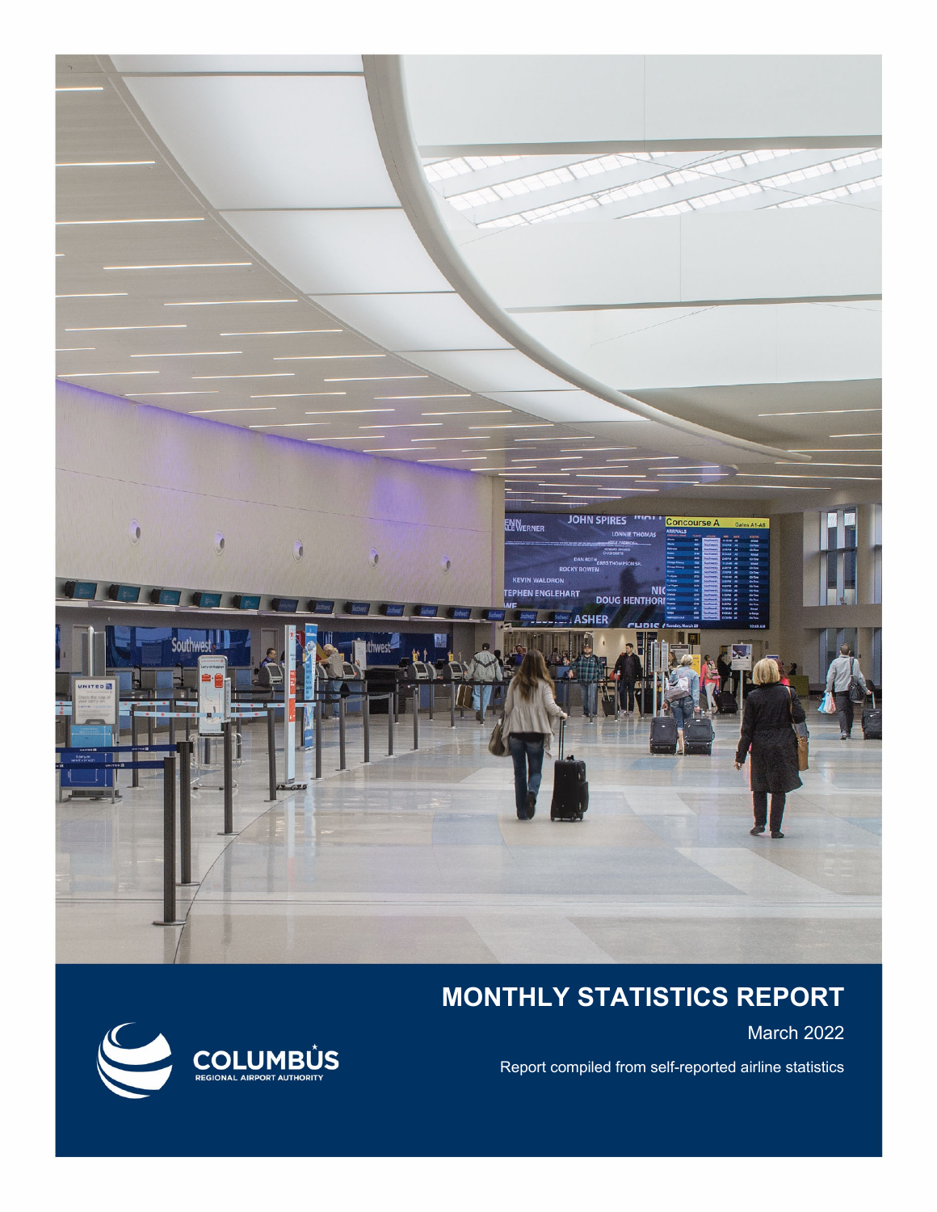# MONTHLY STATISTICS REPORT

March 2022

Report compiled from self-reported airline statistics

COLUMBUS REGIONAL AIRPORT AUTHORITY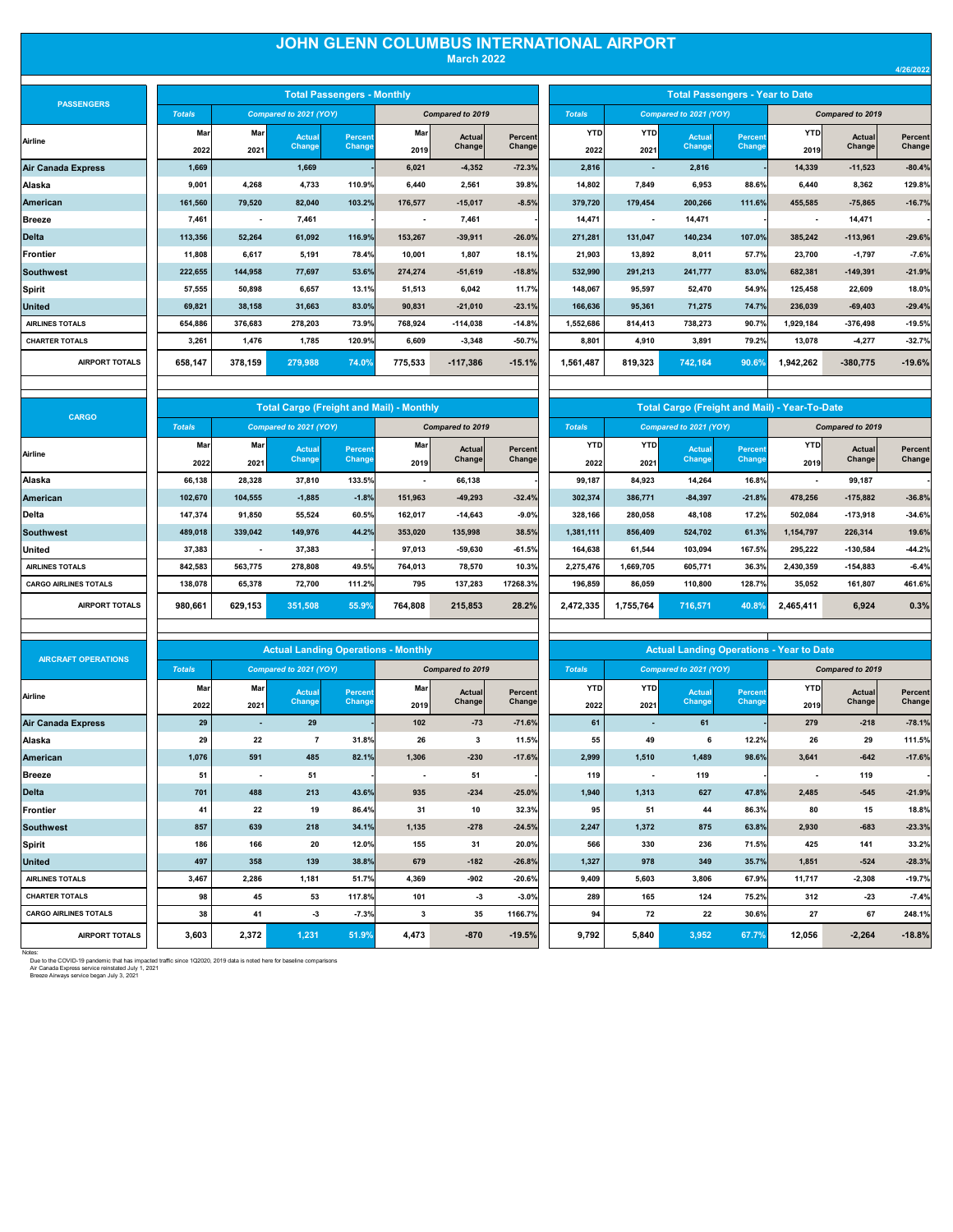# JOHN GLENN COLUMBUS INTERNATIONAL AIRPORT

## March 2022

4/26/2022

| PASSENGERS | Total Passengers - Monthly | | | | | | | Total Passengers - Year to Date | | | | | | |
|---|---|---|---|---|---|---|---|---|---|---|---|---|---|---|
| | Totals | Compared to 2021 (YOY) | | | Compared to 2019 | | | Totals | Compared to 2021 (YOY) | | | Compared to 2019 | | |
| Airline | Mar 2022 | Mar 2021 | Actual Change | Percent Change | Mar 2019 | Actual Change | Percent Change | YTD 2022 | YTD 2021 | Actual Change | Percent Change | YTD 2019 | Actual Change | Percent Change |
| Air Canada Express | 1,669 | | 1,669 | - | 6,021 | -4,352 | -72.3% | 2,816 | - | 2,816 | - | 14,339 | -11,523 | -80.4% |
| Alaska | 9,001 | 4,268 | 4,733 | 110.9% | 6,440 | 2,561 | 39.8% | 14,802 | 7,849 | 6,953 | 88.6% | 6,440 | 8,362 | 129.8% |
| American | 161,560 | 79,520 | 82,040 | 103.2% | 176,577 | -15,017 | -8.5% | 379,720 | 179,454 | 200,266 | 111.6% | 455,585 | -75,865 | -16.7% |
| Breeze | 7,461 | - | 7,461 | - | - | 7,461 | - | 14,471 | - | 14,471 | - | - | 14,471 | - |
| Delta | 113,356 | 52,264 | 61,092 | 116.9% | 153,267 | -39,911 | -26.0% | 271,281 | 131,047 | 140,234 | 107.0% | 385,242 | -113,961 | -29.6% |
| Frontier | 11,808 | 6,617 | 5,191 | 78.4% | 10,001 | 1,807 | 18.1% | 21,903 | 13,892 | 8,011 | 57.7% | 23,700 | -1,797 | -7.6% |
| Southwest | 222,655 | 144,958 | 77,697 | 53.6% | 274,274 | -51,619 | -18.8% | 532,990 | 291,213 | 241,777 | 83.0% | 682,381 | -149,391 | -21.9% |
| Spirit | 57,555 | 50,898 | 6,657 | 13.1% | 51,513 | 6,042 | 11.7% | 148,067 | 95,597 | 52,470 | 54.9% | 125,458 | 22,609 | 18.0% |
| United | 69,821 | 38,158 | 31,663 | 83.0% | 90,831 | -21,010 | -23.1% | 166,636 | 95,361 | 71,275 | 74.7% | 236,039 | -69,403 | -29.4% |
| AIRLINES TOTALS | 654,886 | 376,683 | 278,203 | 73.9% | 768,924 | -114,038 | -14.8% | 1,552,686 | 814,413 | 738,273 | 90.7% | 1,929,184 | -376,498 | -19.5% |
| CHARTER TOTALS | 3,261 | 1,476 | 1,785 | 120.9% | 6,609 | -3,348 | -50.7% | 8,801 | 4,910 | 3,891 | 79.2% | 13,078 | -4,277 | -32.7% |
| AIRPORT TOTALS | 658,147 | 378,159 | 279,988 | 74.0% | 775,533 | -117,386 | -15.1% | 1,561,487 | 819,323 | 742,164 | 90.6% | 1,942,262 | -380,775 | -19.6% |

| CARGO | Total Cargo (Freight and Mail) - Monthly | | | | | | | Total Cargo (Freight and Mail) - Year-To-Date | | | | | | |
|---|---|---|---|---|---|---|---|---|---|---|---|---|---|---|
| | Totals | Compared to 2021 (YOY) | | | Compared to 2019 | | | Totals | Compared to 2021 (YOY) | | | Compared to 2019 | | |
| Airline | Mar 2022 | Mar 2021 | Actual Change | Percent Change | Mar 2019 | Actual Change | Percent Change | YTD 2022 | YTD 2021 | Actual Change | Percent Change | YTD 2019 | Actual Change | Percent Change |
| Alaska | 66,138 | 28,328 | 37,810 | 133.5% | - | 66,138 | - | 99,187 | 84,923 | 14,264 | 16.8% | - | 99,187 | - |
| American | 102,670 | 104,555 | -1,885 | -1.8% | 151,963 | -49,293 | -32.4% | 302,374 | 386,771 | -84,397 | -21.8% | 478,256 | -175,882 | -36.8% |
| Delta | 147,374 | 91,850 | 55,524 | 60.5% | 162,017 | -14,643 | -9.0% | 328,166 | 280,058 | 48,108 | 17.2% | 502,084 | -173,918 | -34.6% |
| Southwest | 489,018 | 339,042 | 149,976 | 44.2% | 353,020 | 135,998 | 38.5% | 1,381,111 | 856,409 | 524,702 | 61.3% | 1,154,797 | 226,314 | 19.6% |
| United | 37,383 | - | 37,383 | | 97,013 | -59,630 | -61.5% | 164,638 | 61,544 | 103,094 | 167.5% | 295,222 | -130,584 | -44.2% |
| AIRLINES TOTALS | 842,583 | 563,775 | 278,808 | 49.5% | 764,013 | 78,570 | 10.3% | 2,275,476 | 1,669,705 | 605,771 | 36.3% | 2,430,359 | -154,883 | -6.4% |
| CARGO AIRLINES TOTALS | 138,078 | 65,378 | 72,700 | 111.2% | 795 | 137,283 | 17268.3% | 196,859 | 86,059 | 110,800 | 128.7% | 35,052 | 161,807 | 461.6% |
| AIRPORT TOTALS | 980,661 | 629,153 | 351,508 | 55.9% | 764,808 | 215,853 | 28.2% | 2,472,335 | 1,755,764 | 716,571 | 40.8% | 2,465,411 | 6,924 | 0.3% |

| AIRCRAFT OPERATIONS | Actual Landing Operations - Monthly | | | | | | | Actual Landing Operations - Year to Date | | | | | | |
|---|---|---|---|---|---|---|---|---|---|---|---|---|---|---|
| | Totals | Compared to 2021 (YOY) | | | Compared to 2019 | | | Totals | Compared to 2021 (YOY) | | | Compared to 2019 | | |
| Airline | Mar 2022 | Mar 2021 | Actual Change | Percent Change | Mar 2019 | Actual Change | Percent Change | YTD 2022 | YTD 2021 | Actual Change | Percent Change | YTD 2019 | Actual Change | Percent Change |
| Air Canada Express | 29 | - | 29 | - | 102 | -73 | -71.6% | 61 | - | 61 | - | 279 | -218 | -78.1% |
| Alaska | 29 | 22 | 7 | 31.8% | 26 | 3 | 11.5% | 55 | 49 | 6 | 12.2% | 26 | 29 | 111.5% |
| American | 1,076 | 591 | 485 | 82.1% | 1,306 | -230 | -17.6% | 2,999 | 1,510 | 1,489 | 98.6% | 3,641 | -642 | -17.6% |
| Breeze | 51 | - | 51 | - | - | 51 | - | 119 | - | 119 | - | - | 119 | - |
| Delta | 701 | 488 | 213 | 43.6% | 935 | -234 | -25.0% | 1,940 | 1,313 | 627 | 47.8% | 2,485 | -545 | -21.9% |
| Frontier | 41 | 22 | 19 | 86.4% | 31 | 10 | 32.3% | 95 | 51 | 44 | 86.3% | 80 | 15 | 18.8% |
| Southwest | 857 | 639 | 218 | 34.1% | 1,135 | -278 | -24.5% | 2,247 | 1,372 | 875 | 63.8% | 2,930 | -683 | -23.3% |
| Spirit | 186 | 166 | 20 | 12.0% | 155 | 31 | 20.0% | 566 | 330 | 236 | 71.5% | 425 | 141 | 33.2% |
| United | 497 | 358 | 139 | 38.8% | 679 | -182 | -26.8% | 1,327 | 978 | 349 | 35.7% | 1,851 | -524 | -28.3% |
| AIRLINES TOTALS | 3,467 | 2,286 | 1,181 | 51.7% | 4,369 | -902 | -20.6% | 9,409 | 5,603 | 3,806 | 67.9% | 11,717 | -2,308 | -19.7% |
| CHARTER TOTALS | 98 | 45 | 53 | 117.8% | 101 | -3 | -3.0% | 289 | 165 | 124 | 75.2% | 312 | -23 | -7.4% |
| CARGO AIRLINES TOTALS | 38 | 41 | -3 | -7.3% | 3 | 35 | 1166.7% | 94 | 72 | 22 | 30.6% | 27 | 67 | 248.1% |
| AIRPORT TOTALS | 3,603 | 2,372 | 1,231 | 51.9% | 4,473 | -870 | -19.5% | 9,792 | 5,840 | 3,952 | 67.7% | 12,056 | -2,264 | -18.8% |

Notes:
Due to the COVID-19 pandemic that has impacted traffic since 1Q2020, 2019 data is noted here for baseline comparisons
Air Canada Express service reinstated July 1, 2021
Breeze Airways service began July 3, 2021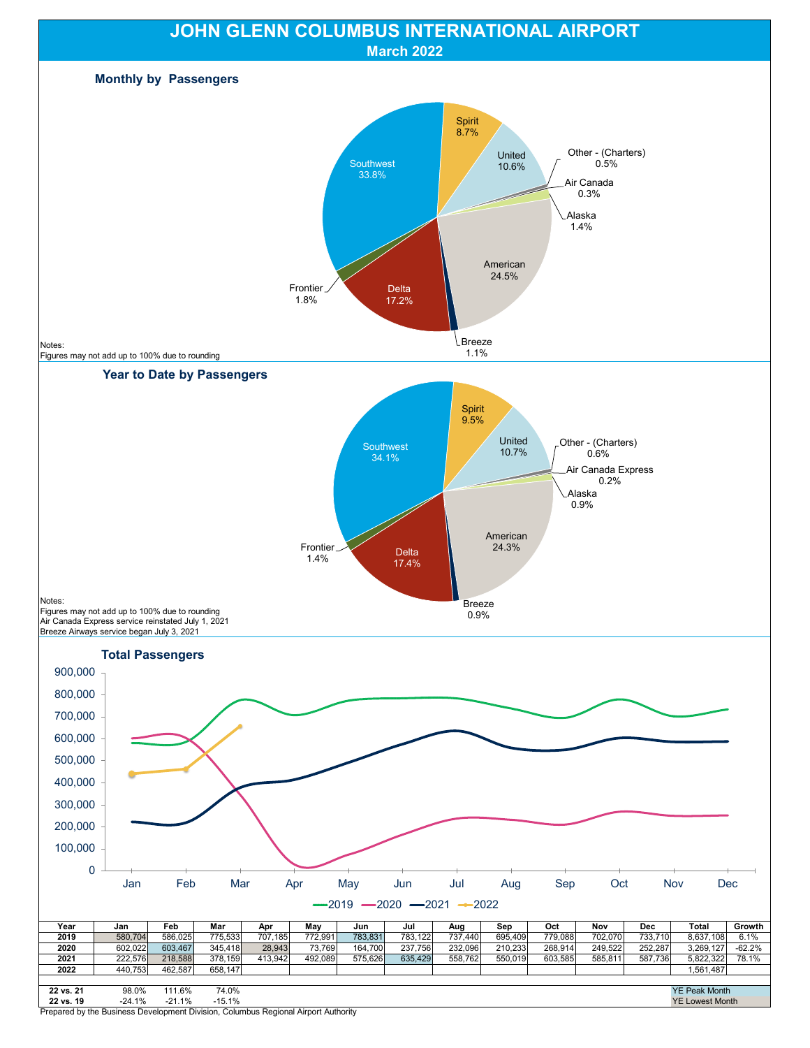# JOHN GLENN COLUMBUS INTERNATIONAL AIRPORT

## March 2022

### Monthly by Passengers

| Airline | Share |
|---|---|
| Southwest | 33.8% |
| Spirit | 8.7% |
| United | 10.6% |
| Other - (Charters) | 0.5% |
| Air Canada | 0.3% |
| Alaska | 1.4% |
| American | 24.5% |
| Breeze | 1.1% |
| Delta | 17.2% |
| Frontier | 1.8% |

Notes:
Figures may not add up to 100% due to rounding

### Year to Date by Passengers

| Airline | Share |
|---|---|
| Southwest | 34.1% |
| Spirit | 9.5% |
| United | 10.7% |
| Other - (Charters) | 0.6% |
| Air Canada Express | 0.2% |
| Alaska | 0.9% |
| American | 24.3% |
| Breeze | 0.9% |
| Delta | 17.4% |
| Frontier | 1.4% |

Notes:
Figures may not add up to 100% due to rounding
Air Canada Express service reinstated July 1, 2021
Breeze Airways service began July 3, 2021

### Total Passengers

| Year | Jan | Feb | Mar | Apr | May | Jun | Jul | Aug | Sep | Oct | Nov | Dec | Total | Growth |
|---|---|---|---|---|---|---|---|---|---|---|---|---|---|---|
| 2019 | 580,704 | 586,025 | 775,533 | 707,185 | 772,991 | 783,831 | 783,122 | 737,440 | 695,409 | 779,088 | 702,070 | 733,710 | 8,637,108 | 6.1% |
| 2020 | 602,022 | 603,467 | 345,418 | 28,943 | 73,769 | 164,700 | 237,756 | 232,096 | 210,233 | 268,914 | 249,522 | 252,287 | 3,269,127 | -62.2% |
| 2021 | 222,576 | 218,588 | 378,159 | 413,942 | 492,089 | 575,626 | 635,429 | 558,762 | 550,019 | 603,585 | 585,811 | 587,736 | 5,822,322 | 78.1% |
| 2022 | 440,753 | 462,587 | 658,147 | | | | | | | | | | 1,561,487 | |
| 22 vs. 21 | 98.0% | 111.6% | 74.0% | | | | | | | | | | | |
| 22 vs. 19 | -24.1% | -21.1% | -15.1% | | | | | | | | | | | |

YE Peak Month
YE Lowest Month

Prepared by the Business Development Division, Columbus Regional Airport Authority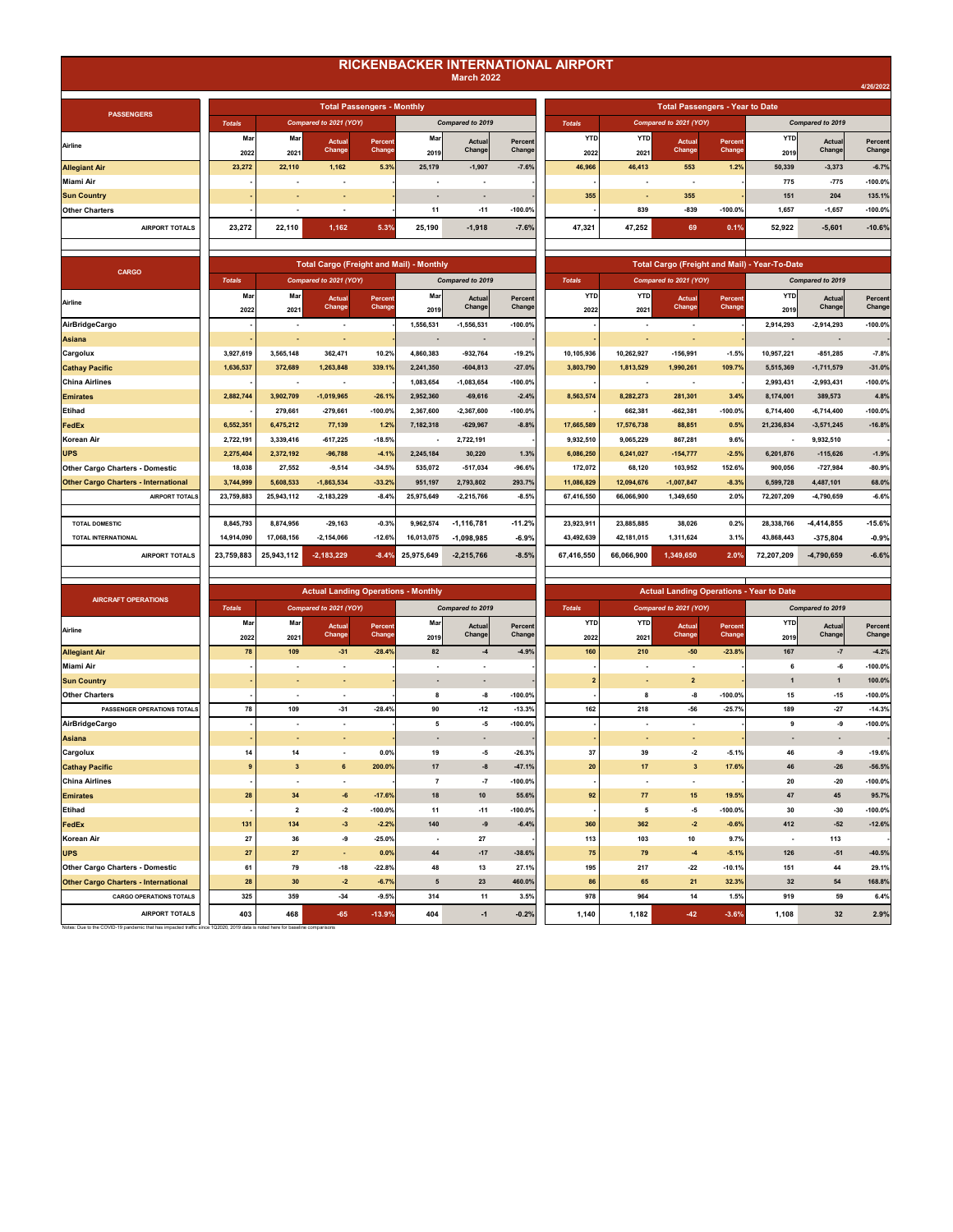# RICKENBACKER INTERNATIONAL AIRPORT

## March 2022

4/26/2022

| PASSENGERS | Total Passengers - Monthly | | | | | | | Total Passengers - Year to Date | | | | | | |
|---|---|---|---|---|---|---|---|---|---|---|---|---|---|---|
| | Totals | Compared to 2021 (YOY) | | | Compared to 2019 | | | Totals | Compared to 2021 (YOY) | | | Compared to 2019 | | |
| Airline | Mar 2022 | Mar 2021 | Actual Change | Percent Change | Mar 2019 | Actual Change | Percent Change | YTD 2022 | YTD 2021 | Actual Change | Percent Change | YTD 2019 | Actual Change | Percent Change |
| Allegiant Air | 23,272 | 22,110 | 1,162 | 5.3% | 25,179 | -1,907 | -7.6% | 46,966 | 46,413 | 553 | 1.2% | 50,339 | -3,373 | -6.7% |
| Miami Air | - | - | - | - | - | - | - | - | - | - | - | 775 | -775 | -100.0% |
| Sun Country | - | - | - | - | - | - | - | 355 | - | 355 | - | 151 | 204 | 135.1% |
| Other Charters | - | - | - | - | 11 | -11 | -100.0% | - | 839 | -839 | -100.0% | 1,657 | -1,657 | -100.0% |
| AIRPORT TOTALS | 23,272 | 22,110 | 1,162 | 5.3% | 25,190 | -1,918 | -7.6% | 47,321 | 47,252 | 69 | 0.1% | 52,922 | -5,601 | -10.6% |

| CARGO | Total Cargo (Freight and Mail) - Monthly | | | | | | | Total Cargo (Freight and Mail) - Year-To-Date | | | | | | |
|---|---|---|---|---|---|---|---|---|---|---|---|---|---|---|
| | Totals | Compared to 2021 (YOY) | | | Compared to 2019 | | | Totals | Compared to 2021 (YOY) | | | Compared to 2019 | | |
| Airline | Mar 2022 | Mar 2021 | Actual Change | Percent Change | Mar 2019 | Actual Change | Percent Change | YTD 2022 | YTD 2021 | Actual Change | Percent Change | YTD 2019 | Actual Change | Percent Change |
| AirBridgeCargo | - | - | - | - | 1,556,531 | -1,556,531 | -100.0% | - | - | - | - | 2,914,293 | -2,914,293 | -100.0% |
| Asiana | - | - | - | - | - | - | - | - | - | - | - | - | - | - |
| Cargolux | 3,927,619 | 3,565,148 | 362,471 | 10.2% | 4,860,383 | -932,764 | -19.2% | 10,105,936 | 10,262,927 | -156,991 | -1.5% | 10,957,221 | -851,285 | -7.8% |
| Cathay Pacific | 1,636,537 | 372,689 | 1,263,848 | 339.1% | 2,241,350 | -604,813 | -27.0% | 3,803,790 | 1,813,529 | 1,990,261 | 109.7% | 5,515,369 | -1,711,579 | -31.0% |
| China Airlines | - | - | - | - | 1,083,654 | -1,083,654 | -100.0% | - | - | - | - | 2,993,431 | -2,993,431 | -100.0% |
| Emirates | 2,882,744 | 3,902,709 | -1,019,965 | -26.1% | 2,952,360 | -69,616 | -2.4% | 8,563,574 | 8,282,273 | 281,301 | 3.4% | 8,174,001 | 389,573 | 4.8% |
| Etihad | - | 279,661 | -279,661 | -100.0% | 2,367,600 | -2,367,600 | -100.0% | - | 662,381 | -662,381 | -100.0% | 6,714,400 | -6,714,400 | -100.0% |
| FedEx | 6,552,351 | 6,475,212 | 77,139 | 1.2% | 7,182,318 | -629,967 | -8.8% | 17,665,589 | 17,576,738 | 88,851 | 0.5% | 21,236,834 | -3,571,245 | -16.8% |
| Korean Air | 2,722,191 | 3,339,416 | -617,225 | -18.5% | - | 2,722,191 | - | 9,932,510 | 9,065,229 | 867,281 | 9.6% | - | 9,932,510 | - |
| UPS | 2,275,404 | 2,372,192 | -96,788 | -4.1% | 2,245,184 | 30,220 | 1.3% | 6,086,250 | 6,241,027 | -154,777 | -2.5% | 6,201,876 | -115,626 | -1.9% |
| Other Cargo Charters - Domestic | 18,038 | 27,552 | -9,514 | -34.5% | 535,072 | -517,034 | -96.6% | 172,072 | 68,120 | 103,952 | 152.6% | 900,056 | -727,984 | -80.9% |
| Other Cargo Charters - International | 3,744,999 | 5,608,533 | -1,863,534 | -33.2% | 951,197 | 2,793,802 | 293.7% | 11,086,829 | 12,094,676 | -1,007,847 | -8.3% | 6,599,728 | 4,487,101 | 68.0% |
| AIRPORT TOTALS | 23,759,883 | 25,943,112 | -2,183,229 | -8.4% | 25,975,649 | -2,215,766 | -8.5% | 67,416,550 | 66,066,900 | 1,349,650 | 2.0% | 72,207,209 | -4,790,659 | -6.6% |
| TOTAL DOMESTIC | 8,845,793 | 8,874,956 | -29,163 | -0.3% | 9,962,574 | -1,116,781 | -11.2% | 23,923,911 | 23,885,885 | 38,026 | 0.2% | 28,338,766 | -4,414,855 | -15.6% |
| TOTAL INTERNATIONAL | 14,914,090 | 17,068,156 | -2,154,066 | -12.6% | 16,013,075 | -1,098,985 | -6.9% | 43,492,639 | 42,181,015 | 1,311,624 | 3.1% | 43,868,443 | -375,804 | -0.9% |
| AIRPORT TOTALS | 23,759,883 | 25,943,112 | -2,183,229 | -8.4% | 25,975,649 | -2,215,766 | -8.5% | 67,416,550 | 66,066,900 | 1,349,650 | 2.0% | 72,207,209 | -4,790,659 | -6.6% |

| AIRCRAFT OPERATIONS | Actual Landing Operations - Monthly | | | | | | | Actual Landing Operations - Year to Date | | | | | | |
|---|---|---|---|---|---|---|---|---|---|---|---|---|---|---|
| | Totals | Compared to 2021 (YOY) | | | Compared to 2019 | | | Totals | Compared to 2021 (YOY) | | | Compared to 2019 | | |
| Airline | Mar 2022 | Mar 2021 | Actual Change | Percent Change | Mar 2019 | Actual Change | Percent Change | YTD 2022 | YTD 2021 | Actual Change | Percent Change | YTD 2019 | Actual Change | Percent Change |
| Allegiant Air | 78 | 109 | -31 | -28.4% | 82 | -4 | -4.9% | 160 | 210 | -50 | -23.8% | 167 | -7 | -4.2% |
| Miami Air | - | - | - | - | - | - | - | - | - | - | - | 6 | -6 | -100.0% |
| Sun Country | - | - | - | - | - | - | - | 2 | - | 2 | - | 1 | 1 | 100.0% |
| Other Charters | - | - | - | - | 8 | -8 | -100.0% | - | 8 | -8 | -100.0% | 15 | -15 | -100.0% |
| PASSENGER OPERATIONS TOTALS | 78 | 109 | -31 | -28.4% | 90 | -12 | -13.3% | 162 | 218 | -56 | -25.7% | 189 | -27 | -14.3% |
| AirBridgeCargo | - | - | - | - | 5 | -5 | -100.0% | - | - | - | - | 9 | -9 | -100.0% |
| Asiana | - | - | - | - | - | - | - | - | - | - | - | - | - | - |
| Cargolux | 14 | 14 | - | 0.0% | 19 | -5 | -26.3% | 37 | 39 | -2 | -5.1% | 46 | -9 | -19.6% |
| Cathay Pacific | 9 | 3 | 6 | 200.0% | 17 | -8 | -47.1% | 20 | 17 | 3 | 17.6% | 46 | -26 | -56.5% |
| China Airlines | - | - | - | - | 7 | -7 | -100.0% | - | - | - | - | 20 | -20 | -100.0% |
| Emirates | 28 | 34 | -6 | -17.6% | 18 | 10 | 55.6% | 92 | 77 | 15 | 19.5% | 47 | 45 | 95.7% |
| Etihad | - | 2 | -2 | -100.0% | 11 | -11 | -100.0% | - | 5 | -5 | -100.0% | 30 | -30 | -100.0% |
| FedEx | 131 | 134 | -3 | -2.2% | 140 | -9 | -6.4% | 360 | 362 | -2 | -0.6% | 412 | -52 | -12.6% |
| Korean Air | 27 | 36 | -9 | -25.0% | - | 27 | - | 113 | 103 | 10 | 9.7% | - | 113 | - |
| UPS | 27 | 27 | - | 0.0% | 44 | -17 | -38.6% | 75 | 79 | -4 | -5.1% | 126 | -51 | -40.5% |
| Other Cargo Charters - Domestic | 61 | 79 | -18 | -22.8% | 48 | 13 | 27.1% | 195 | 217 | -22 | -10.1% | 151 | 44 | 29.1% |
| Other Cargo Charters - International | 28 | 30 | -2 | -6.7% | 5 | 23 | 460.0% | 86 | 65 | 21 | 32.3% | 32 | 54 | 168.8% |
| CARGO OPERATIONS TOTALS | 325 | 359 | -34 | -9.5% | 314 | 11 | 3.5% | 978 | 964 | 14 | 1.5% | 919 | 59 | 6.4% |
| AIRPORT TOTALS | 403 | 468 | -65 | -13.9% | 404 | -1 | -0.2% | 1,140 | 1,182 | -42 | -3.6% | 1,108 | 32 | 2.9% |

Notes: Due to the COVID-19 pandemic that has impacted traffic since 1Q2020, 2019 data is noted here for baseline comparisons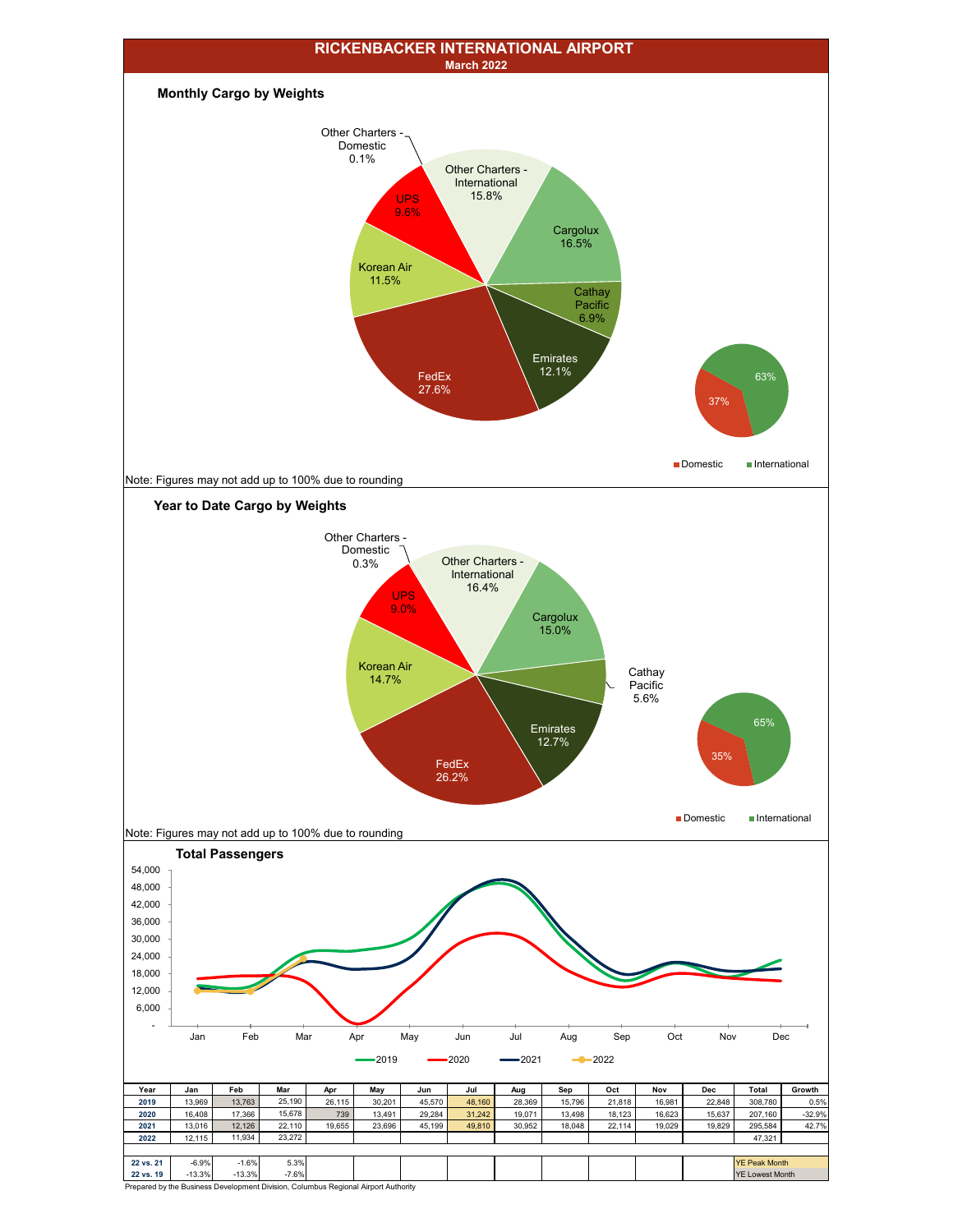# RICKENBACKER INTERNATIONAL AIRPORT

**March 2022**

## Monthly Cargo by Weights

Other Charters - Domestic 0.1%
Other Charters - International 15.8%
Cargolux 16.5%
Cathay Pacific 6.9%
Emirates 12.1%
FedEx 27.6%
Korean Air 11.5%
UPS 9.6%

Domestic 37%
International 63%

Note: Figures may not add up to 100% due to rounding

## Year to Date Cargo by Weights

Other Charters - Domestic 0.3%
Other Charters - International 16.4%
Cargolux 15.0%
Cathay Pacific 5.6%
Emirates 12.7%
FedEx 26.2%
Korean Air 14.7%
UPS 9.0%

Domestic 35%
International 65%

Note: Figures may not add up to 100% due to rounding

## Total Passengers

| Year | Jan | Feb | Mar | Apr | May | Jun | Jul | Aug | Sep | Oct | Nov | Dec | Total | Growth |
|---|---|---|---|---|---|---|---|---|---|---|---|---|---|---|
| 2019 | 13,969 | 13,763 | 25,190 | 26,115 | 30,201 | 45,570 | 48,160 | 28,369 | 15,796 | 21,818 | 16,981 | 22,848 | 308,780 | 0.5% |
| 2020 | 16,408 | 17,366 | 15,678 | 739 | 13,491 | 29,284 | 31,242 | 19,071 | 13,498 | 18,123 | 16,623 | 15,637 | 207,160 | -32.9% |
| 2021 | 13,016 | 12,126 | 22,110 | 19,655 | 23,696 | 45,199 | 49,810 | 30,952 | 18,048 | 22,114 | 19,029 | 19,829 | 295,584 | 42.7% |
| 2022 | 12,115 | 11,934 | 23,272 | | | | | | | | | | 47,321 | |
| | | | | | | | | | | | | | | |
| 22 vs. 21 | -6.9% | -1.6% | 5.3% | | | | | | | | | | YE Peak Month | |
| 22 vs. 19 | -13.3% | -13.3% | -7.6% | | | | | | | | | | YE Lowest Month | |

Prepared by the Business Development Division, Columbus Regional Airport Authority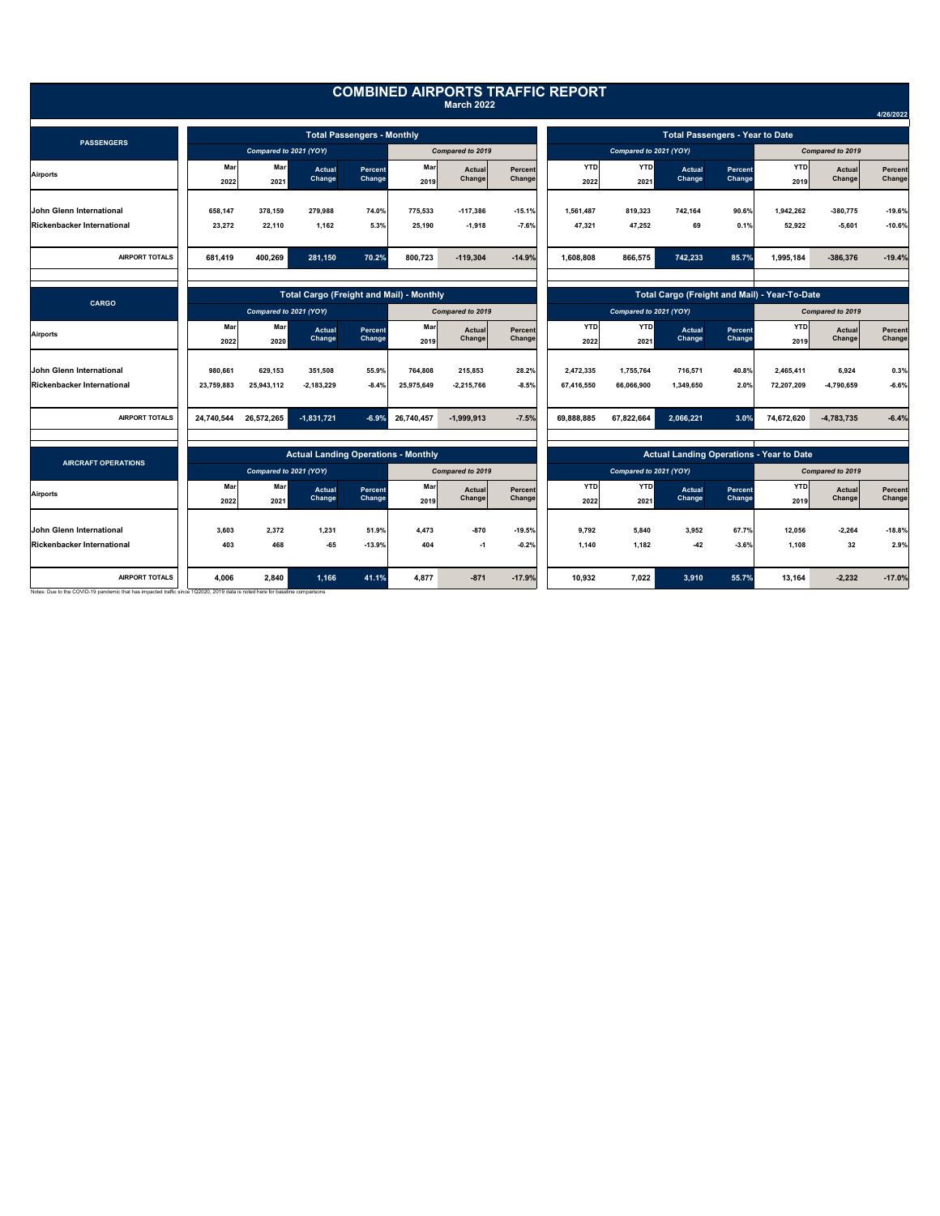# COMBINED AIRPORTS TRAFFIC REPORT

**March 2022**

4/26/2022

## PASSENGERS

| Airports | Total Passengers - Monthly | | | | | | | Total Passengers - Year to Date | | | | | | |
|---|---|---|---|---|---|---|---|---|---|---|---|---|---|---|
| | Compared to 2021 (YOY) | | | | Compared to 2019 | | | Compared to 2021 (YOY) | | | | Compared to 2019 | | |
| | Mar 2022 | Mar 2021 | Actual Change | Percent Change | Mar 2019 | Actual Change | Percent Change | YTD 2022 | YTD 2021 | Actual Change | Percent Change | YTD 2019 | Actual Change | Percent Change |
| John Glenn International | 658,147 | 378,159 | 279,988 | 74.0% | 775,533 | -117,386 | -15.1% | 1,561,487 | 819,323 | 742,164 | 90.6% | 1,942,262 | -380,775 | -19.6% |
| Rickenbacker International | 23,272 | 22,110 | 1,162 | 5.3% | 25,190 | -1,918 | -7.6% | 47,321 | 47,252 | 69 | 0.1% | 52,922 | -5,601 | -10.6% |
| AIRPORT TOTALS | 681,419 | 400,269 | 281,150 | 70.2% | 800,723 | -119,304 | -14.9% | 1,608,808 | 866,575 | 742,233 | 85.7% | 1,995,184 | -386,376 | -19.4% |

## CARGO

| Airports | Total Cargo (Freight and Mail) - Monthly | | | | | | | Total Cargo (Freight and Mail) - Year-To-Date | | | | | | |
|---|---|---|---|---|---|---|---|---|---|---|---|---|---|---|
| | Compared to 2021 (YOY) | | | | Compared to 2019 | | | Compared to 2021 (YOY) | | | | Compared to 2019 | | |
| | Mar 2022 | Mar 2020 | Actual Change | Percent Change | Mar 2019 | Actual Change | Percent Change | YTD 2022 | YTD 2021 | Actual Change | Percent Change | YTD 2019 | Actual Change | Percent Change |
| John Glenn International | 980,661 | 629,153 | 351,508 | 55.9% | 764,808 | 215,853 | 28.2% | 2,472,335 | 1,755,764 | 716,571 | 40.8% | 2,465,411 | 6,924 | 0.3% |
| Rickenbacker International | 23,759,883 | 25,943,112 | -2,183,229 | -8.4% | 25,975,649 | -2,215,766 | -8.5% | 67,416,550 | 66,066,900 | 1,349,650 | 2.0% | 72,207,209 | -4,790,659 | -6.6% |
| AIRPORT TOTALS | 24,740,544 | 26,572,265 | -1,831,721 | -6.9% | 26,740,457 | -1,999,913 | -7.5% | 69,888,885 | 67,822,664 | 2,066,221 | 3.0% | 74,672,620 | -4,783,735 | -6.4% |

## AIRCRAFT OPERATIONS

| Airports | Actual Landing Operations - Monthly | | | | | | | Actual Landing Operations - Year to Date | | | | | | |
|---|---|---|---|---|---|---|---|---|---|---|---|---|---|---|
| | Compared to 2021 (YOY) | | | | Compared to 2019 | | | Compared to 2021 (YOY) | | | | Compared to 2019 | | |
| | Mar 2022 | Mar 2021 | Actual Change | Percent Change | Mar 2019 | Actual Change | Percent Change | YTD 2022 | YTD 2021 | Actual Change | Percent Change | YTD 2019 | Actual Change | Percent Change |
| John Glenn International | 3,603 | 2,372 | 1,231 | 51.9% | 4,473 | -870 | -19.5% | 9,792 | 5,840 | 3,952 | 67.7% | 12,056 | -2,264 | -18.8% |
| Rickenbacker International | 403 | 468 | -65 | -13.9% | 404 | -1 | -0.2% | 1,140 | 1,182 | -42 | -3.6% | 1,108 | 32 | 2.9% |
| AIRPORT TOTALS | 4,006 | 2,840 | 1,166 | 41.1% | 4,877 | -871 | -17.9% | 10,932 | 7,022 | 3,910 | 55.7% | 13,164 | -2,232 | -17.0% |

Notes: Due to the COVID-19 pandemic that has impacted traffic since 1Q2020, 2019 data is noted here for baseline comparisons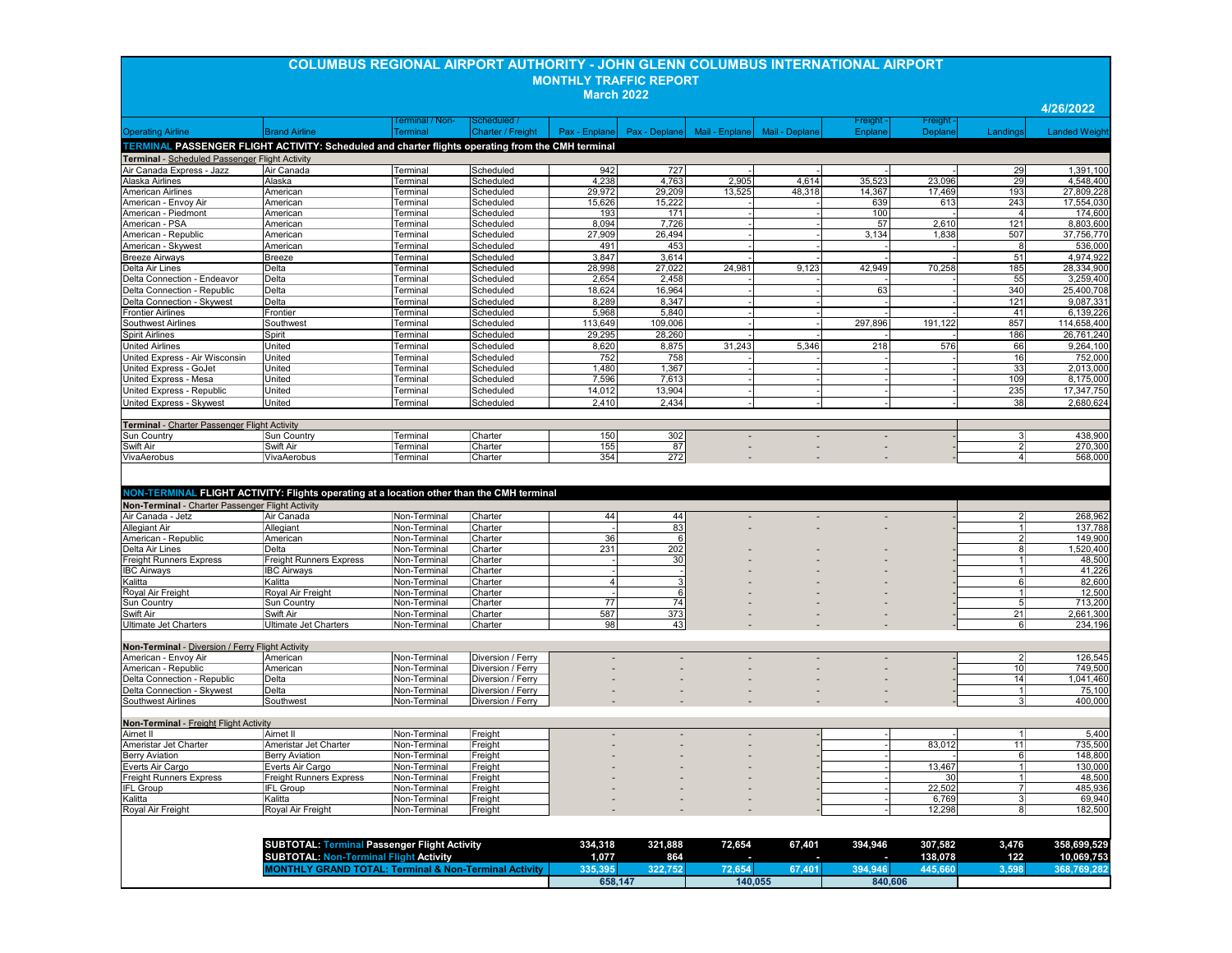# COLUMBUS REGIONAL AIRPORT AUTHORITY - JOHN GLENN COLUMBUS INTERNATIONAL AIRPORT

## MONTHLY TRAFFIC REPORT

## March 2022

4/26/2022

| Operating Airline | Brand Airline | Terminal / Non-Terminal | Scheduled / Charter / Freight | Pax - Enplane | Pax - Deplane | Mail - Enplane | Mail - Deplane | Freight - Enplane | Freight - Deplane | Landings | Landed Weight |
|---|---|---|---|---|---|---|---|---|---|---|---|
| **TERMINAL PASSENGER FLIGHT ACTIVITY: Scheduled and charter flights operating from the CMH terminal** | | | | | | | | | | | |
| **Terminal - Scheduled Passenger Flight Activity** | | | | | | | | | | | |
| Air Canada Express - Jazz | Air Canada | Terminal | Scheduled | 942 | 727 | - | - | - | - | 29 | 1,391,100 |
| Alaska Airlines | Alaska | Terminal | Scheduled | 4,238 | 4,763 | 2,905 | 4,614 | 35,523 | 23,096 | 29 | 4,548,400 |
| American Airlines | American | Terminal | Scheduled | 29,972 | 29,209 | 13,525 | 48,318 | 14,367 | 17,469 | 193 | 27,809,228 |
| American - Envoy Air | American | Terminal | Scheduled | 15,626 | 15,222 | - | - | 639 | 613 | 243 | 17,554,030 |
| American - Piedmont | American | Terminal | Scheduled | 193 | 171 | - | - | 100 | - | 4 | 174,600 |
| American - PSA | American | Terminal | Scheduled | 8,094 | 7,726 | - | - | 57 | 2,610 | 121 | 8,803,600 |
| American - Republic | American | Terminal | Scheduled | 27,909 | 26,494 | - | - | 3,134 | 1,838 | 507 | 37,756,770 |
| American - Skywest | American | Terminal | Scheduled | 491 | 453 | - | - | - | - | 8 | 536,000 |
| Breeze Airways | Breeze | Terminal | Scheduled | 3,847 | 3,614 | - | - | - | - | 51 | 4,974,922 |
| Delta Air Lines | Delta | Terminal | Scheduled | 28,998 | 27,022 | 24,981 | 9,123 | 42,949 | 70,258 | 185 | 28,334,900 |
| Delta Connection - Endeavor | Delta | Terminal | Scheduled | 2,654 | 2,458 | - | - | - | - | 55 | 3,259,400 |
| Delta Connection - Republic | Delta | Terminal | Scheduled | 18,624 | 16,964 | - | - | 63 | - | 340 | 25,400,708 |
| Delta Connection - Skywest | Delta | Terminal | Scheduled | 8,289 | 8,347 | - | - | - | - | 121 | 9,087,331 |
| Frontier Airlines | Frontier | Terminal | Scheduled | 5,968 | 5,840 | - | - | - | - | 41 | 6,139,226 |
| Southwest Airlines | Southwest | Terminal | Scheduled | 113,649 | 109,006 | - | - | 297,896 | 191,122 | 857 | 114,658,400 |
| Spirit Airlines | Spirit | Terminal | Scheduled | 29,295 | 28,260 | - | - | - | - | 186 | 26,761,240 |
| United Airlines | United | Terminal | Scheduled | 8,620 | 8,875 | 31,243 | 5,346 | 218 | 576 | 66 | 9,264,100 |
| United Express - Air Wisconsin | United | Terminal | Scheduled | 752 | 758 | - | - | - | - | 16 | 752,000 |
| United Express - GoJet | United | Terminal | Scheduled | 1,480 | 1,367 | - | - | - | - | 33 | 2,013,000 |
| United Express - Mesa | United | Terminal | Scheduled | 7,596 | 7,613 | - | - | - | - | 109 | 8,175,000 |
| United Express - Republic | United | Terminal | Scheduled | 14,012 | 13,904 | - | - | - | - | 235 | 17,347,750 |
| United Express - Skywest | United | Terminal | Scheduled | 2,410 | 2,434 | - | - | - | - | 38 | 2,680,624 |
| **Terminal - Charter Passenger Flight Activity** | | | | | | | | | | | |
| Sun Country | Sun Country | Terminal | Charter | 150 | 302 | - | - | - | - | 3 | 438,900 |
| Swift Air | Swift Air | Terminal | Charter | 155 | 87 | - | - | - | - | 2 | 270,300 |
| VivaAerobus | VivaAerobus | Terminal | Charter | 354 | 272 | - | - | - | - | 4 | 568,000 |
| **NON-TERMINAL FLIGHT ACTIVITY: Flights operating at a location other than the CMH terminal** | | | | | | | | | | | |
| **Non-Terminal - Charter Passenger Flight Activity** | | | | | | | | | | | |
| Air Canada - Jetz | Air Canada | Non-Terminal | Charter | 44 | 44 | - | - | - | - | 2 | 268,962 |
| Allegiant Air | Allegiant | Non-Terminal | Charter | - | 83 | - | - | - | - | 1 | 137,788 |
| American - Republic | American | Non-Terminal | Charter | 36 | 6 | - | - | - | - | 2 | 149,900 |
| Delta Air Lines | Delta | Non-Terminal | Charter | 231 | 202 | - | - | - | - | 8 | 1,520,400 |
| Freight Runners Express | Freight Runners Express | Non-Terminal | Charter | - | 30 | - | - | - | - | 1 | 48,500 |
| IBC Airways | IBC Airways | Non-Terminal | Charter | - | - | - | - | - | - | 1 | 41,226 |
| Kalitta | Kalitta | Non-Terminal | Charter | 4 | 3 | - | - | - | - | 6 | 82,600 |
| Royal Air Freight | Royal Air Freight | Non-Terminal | Charter | - | 6 | - | - | - | - | 1 | 12,500 |
| Sun Country | Sun Country | Non-Terminal | Charter | 77 | 74 | - | - | - | - | 5 | 713,200 |
| Swift Air | Swift Air | Non-Terminal | Charter | 587 | 373 | - | - | - | - | 21 | 2,661,300 |
| Ultimate Jet Charters | Ultimate Jet Charters | Non-Terminal | Charter | 98 | 43 | - | - | - | - | 6 | 234,196 |
| **Non-Terminal - Diversion / Ferry Flight Activity** | | | | | | | | | | | |
| American - Envoy Air | American | Non-Terminal | Diversion / Ferry | - | - | - | - | - | - | 2 | 126,545 |
| American - Republic | American | Non-Terminal | Diversion / Ferry | - | - | - | - | - | - | 10 | 749,500 |
| Delta Connection - Republic | Delta | Non-Terminal | Diversion / Ferry | - | - | - | - | - | - | 14 | 1,041,460 |
| Delta Connection - Skywest | Delta | Non-Terminal | Diversion / Ferry | - | - | - | - | - | - | 1 | 75,100 |
| Southwest Airlines | Southwest | Non-Terminal | Diversion / Ferry | - | - | - | - | - | - | 3 | 400,000 |
| **Non-Terminal - Freight Flight Activity** | | | | | | | | | | | |
| Airnet II | Airnet II | Non-Terminal | Freight | - | - | - | - | - | - | 1 | 5,400 |
| Ameristar Jet Charter | Ameristar Jet Charter | Non-Terminal | Freight | - | - | - | - | - | 83,012 | 11 | 735,500 |
| Berry Aviation | Berry Aviation | Non-Terminal | Freight | - | - | - | - | - | - | 6 | 148,800 |
| Everts Air Cargo | Everts Air Cargo | Non-Terminal | Freight | - | - | - | - | - | 13,467 | 1 | 130,000 |
| Freight Runners Express | Freight Runners Express | Non-Terminal | Freight | - | - | - | - | - | 30 | 1 | 48,500 |
| IFL Group | IFL Group | Non-Terminal | Freight | - | - | - | - | - | 22,502 | 7 | 485,936 |
| Kalitta | Kalitta | Non-Terminal | Freight | - | - | - | - | - | 6,769 | 3 | 69,940 |
| Royal Air Freight | Royal Air Freight | Non-Terminal | Freight | - | - | - | - | - | 12,298 | 8 | 182,500 |
| | **SUBTOTAL: Terminal Passenger Flight Activity** | | | 334,318 | 321,888 | 72,654 | 67,401 | 394,946 | 307,582 | 3,476 | 358,699,529 |
| | **SUBTOTAL: Non-Terminal Flight Activity** | | | 1,077 | 864 | - | - | - | 138,078 | 122 | 10,069,753 |
| | **MONTHLY GRAND TOTAL: Terminal & Non-Terminal Activity** | | | 335,395 | 322,752 | 72,654 | 67,401 | 394,946 | 445,660 | 3,598 | 368,769,282 |
| | | | | 658,147 | | 140,055 | | 840,606 | | | |